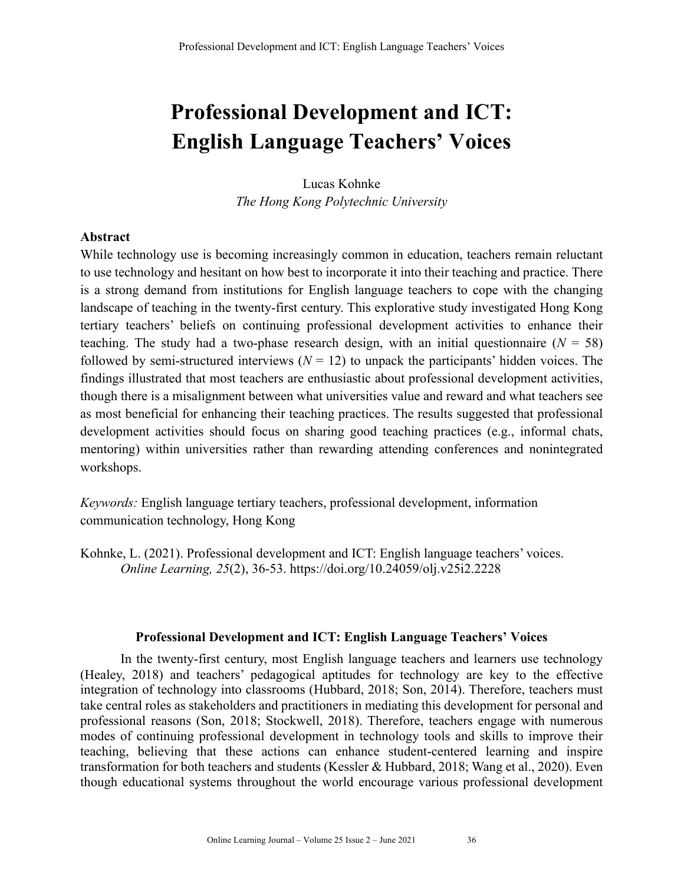# Professional Development and ICT: English Language Teachers' Voices

Lucas Kohnke
*The Hong Kong Polytechnic University*

## Abstract

While technology use is becoming increasingly common in education, teachers remain reluctant to use technology and hesitant on how best to incorporate it into their teaching and practice. There is a strong demand from institutions for English language teachers to cope with the changing landscape of teaching in the twenty-first century. This explorative study investigated Hong Kong tertiary teachers' beliefs on continuing professional development activities to enhance their teaching. The study had a two-phase research design, with an initial questionnaire ($N$ = 58) followed by semi-structured interviews ($N$ = 12) to unpack the participants' hidden voices. The findings illustrated that most teachers are enthusiastic about professional development activities, though there is a misalignment between what universities value and reward and what teachers see as most beneficial for enhancing their teaching practices. The results suggested that professional development activities should focus on sharing good teaching practices (e.g., informal chats, mentoring) within universities rather than rewarding attending conferences and nonintegrated workshops.

*Keywords:* English language tertiary teachers, professional development, information communication technology, Hong Kong

Kohnke, L. (2021). Professional development and ICT: English language teachers' voices. *Online Learning, 25*(2), 36-53. https://doi.org/10.24059/olj.v25i2.2228

## Professional Development and ICT: English Language Teachers' Voices

In the twenty-first century, most English language teachers and learners use technology (Healey, 2018) and teachers' pedagogical aptitudes for technology are key to the effective integration of technology into classrooms (Hubbard, 2018; Son, 2014). Therefore, teachers must take central roles as stakeholders and practitioners in mediating this development for personal and professional reasons (Son, 2018; Stockwell, 2018). Therefore, teachers engage with numerous modes of continuing professional development in technology tools and skills to improve their teaching, believing that these actions can enhance student-centered learning and inspire transformation for both teachers and students (Kessler & Hubbard, 2018; Wang et al., 2020). Even though educational systems throughout the world encourage various professional development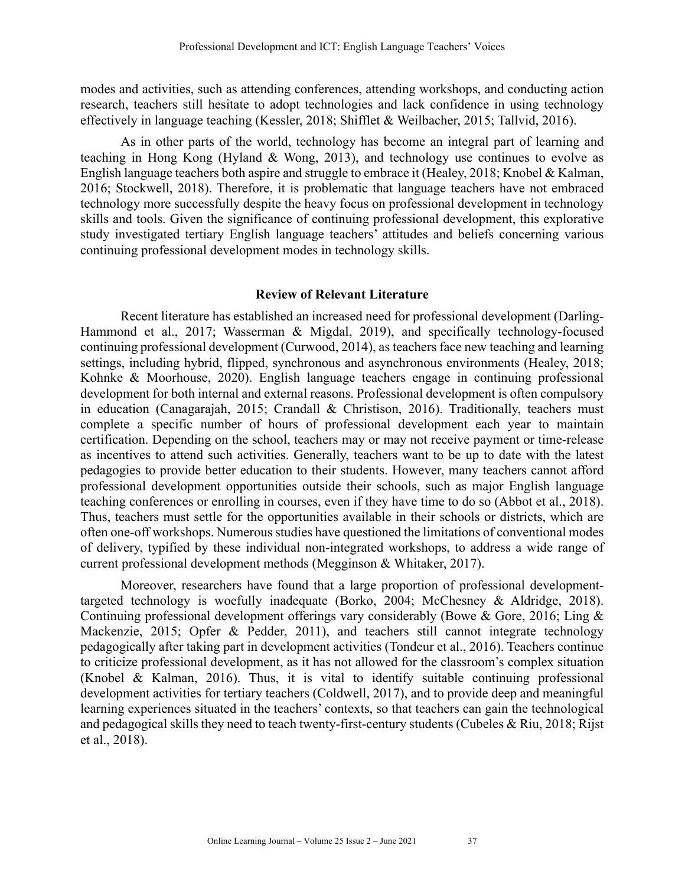modes and activities, such as attending conferences, attending workshops, and conducting action research, teachers still hesitate to adopt technologies and lack confidence in using technology effectively in language teaching (Kessler, 2018; Shifflet & Weilbacher, 2015; Tallvid, 2016).

As in other parts of the world, technology has become an integral part of learning and teaching in Hong Kong (Hyland & Wong, 2013), and technology use continues to evolve as English language teachers both aspire and struggle to embrace it (Healey, 2018; Knobel & Kalman, 2016; Stockwell, 2018). Therefore, it is problematic that language teachers have not embraced technology more successfully despite the heavy focus on professional development in technology skills and tools. Given the significance of continuing professional development, this explorative study investigated tertiary English language teachers' attitudes and beliefs concerning various continuing professional development modes in technology skills.

## Review of Relevant Literature

Recent literature has established an increased need for professional development (Darling-Hammond et al., 2017; Wasserman & Migdal, 2019), and specifically technology-focused continuing professional development (Curwood, 2014), as teachers face new teaching and learning settings, including hybrid, flipped, synchronous and asynchronous environments (Healey, 2018; Kohnke & Moorhouse, 2020). English language teachers engage in continuing professional development for both internal and external reasons. Professional development is often compulsory in education (Canagarajah, 2015; Crandall & Christison, 2016). Traditionally, teachers must complete a specific number of hours of professional development each year to maintain certification. Depending on the school, teachers may or may not receive payment or time-release as incentives to attend such activities. Generally, teachers want to be up to date with the latest pedagogies to provide better education to their students. However, many teachers cannot afford professional development opportunities outside their schools, such as major English language teaching conferences or enrolling in courses, even if they have time to do so (Abbot et al., 2018). Thus, teachers must settle for the opportunities available in their schools or districts, which are often one-off workshops. Numerous studies have questioned the limitations of conventional modes of delivery, typified by these individual non-integrated workshops, to address a wide range of current professional development methods (Megginson & Whitaker, 2017).

Moreover, researchers have found that a large proportion of professional development-targeted technology is woefully inadequate (Borko, 2004; McChesney & Aldridge, 2018). Continuing professional development offerings vary considerably (Bowe & Gore, 2016; Ling & Mackenzie, 2015; Opfer & Pedder, 2011), and teachers still cannot integrate technology pedagogically after taking part in development activities (Tondeur et al., 2016). Teachers continue to criticize professional development, as it has not allowed for the classroom's complex situation (Knobel & Kalman, 2016). Thus, it is vital to identify suitable continuing professional development activities for tertiary teachers (Coldwell, 2017), and to provide deep and meaningful learning experiences situated in the teachers' contexts, so that teachers can gain the technological and pedagogical skills they need to teach twenty-first-century students (Cubeles & Riu, 2018; Rijst et al., 2018).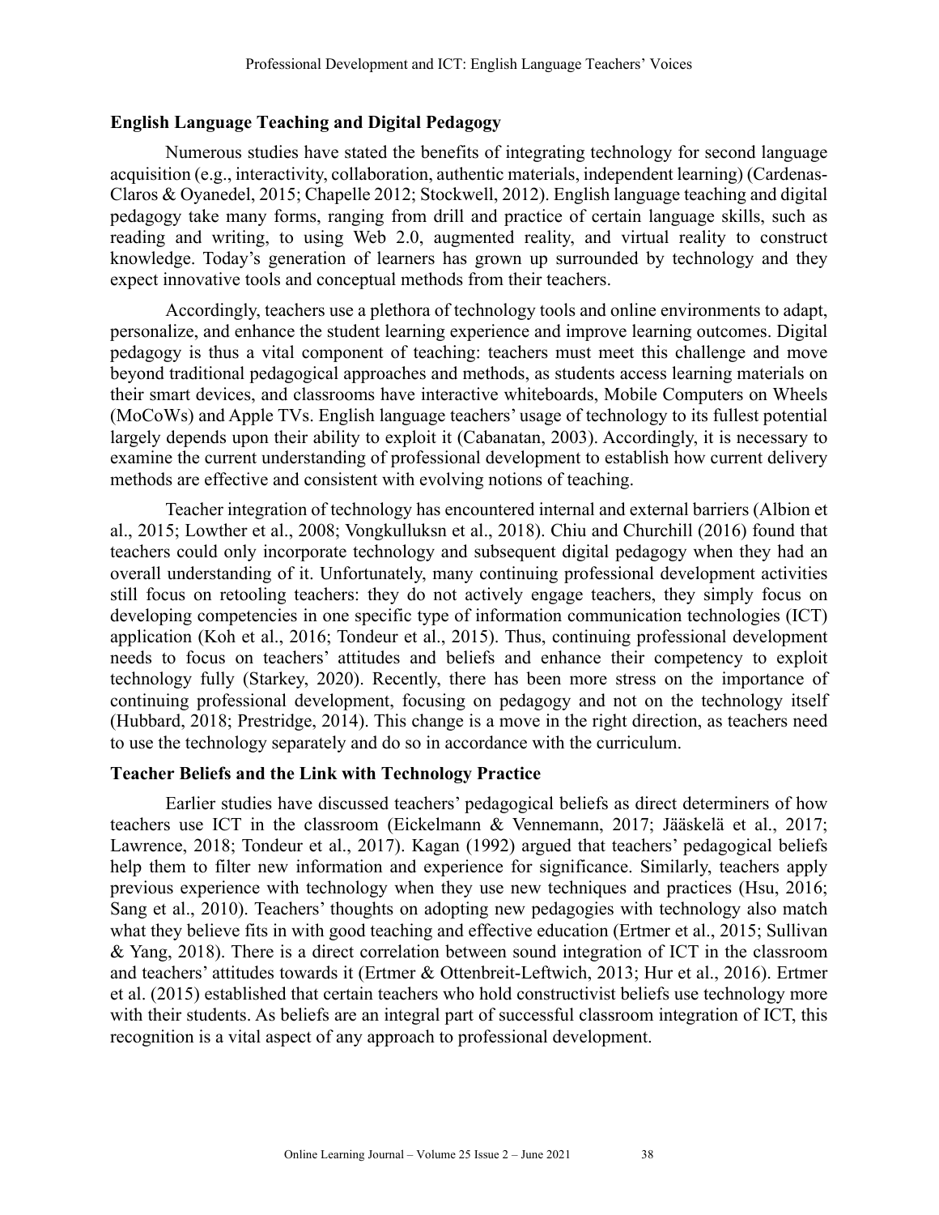## English Language Teaching and Digital Pedagogy

Numerous studies have stated the benefits of integrating technology for second language acquisition (e.g., interactivity, collaboration, authentic materials, independent learning) (Cardenas-Claros & Oyanedel, 2015; Chapelle 2012; Stockwell, 2012). English language teaching and digital pedagogy take many forms, ranging from drill and practice of certain language skills, such as reading and writing, to using Web 2.0, augmented reality, and virtual reality to construct knowledge. Today's generation of learners has grown up surrounded by technology and they expect innovative tools and conceptual methods from their teachers.

Accordingly, teachers use a plethora of technology tools and online environments to adapt, personalize, and enhance the student learning experience and improve learning outcomes. Digital pedagogy is thus a vital component of teaching: teachers must meet this challenge and move beyond traditional pedagogical approaches and methods, as students access learning materials on their smart devices, and classrooms have interactive whiteboards, Mobile Computers on Wheels (MoCoWs) and Apple TVs. English language teachers' usage of technology to its fullest potential largely depends upon their ability to exploit it (Cabanatan, 2003). Accordingly, it is necessary to examine the current understanding of professional development to establish how current delivery methods are effective and consistent with evolving notions of teaching.

Teacher integration of technology has encountered internal and external barriers (Albion et al., 2015; Lowther et al., 2008; Vongkulluksn et al., 2018). Chiu and Churchill (2016) found that teachers could only incorporate technology and subsequent digital pedagogy when they had an overall understanding of it. Unfortunately, many continuing professional development activities still focus on retooling teachers: they do not actively engage teachers, they simply focus on developing competencies in one specific type of information communication technologies (ICT) application (Koh et al., 2016; Tondeur et al., 2015). Thus, continuing professional development needs to focus on teachers' attitudes and beliefs and enhance their competency to exploit technology fully (Starkey, 2020). Recently, there has been more stress on the importance of continuing professional development, focusing on pedagogy and not on the technology itself (Hubbard, 2018; Prestridge, 2014). This change is a move in the right direction, as teachers need to use the technology separately and do so in accordance with the curriculum.

## Teacher Beliefs and the Link with Technology Practice

Earlier studies have discussed teachers' pedagogical beliefs as direct determiners of how teachers use ICT in the classroom (Eickelmann & Vennemann, 2017; Jääskelä et al., 2017; Lawrence, 2018; Tondeur et al., 2017). Kagan (1992) argued that teachers' pedagogical beliefs help them to filter new information and experience for significance. Similarly, teachers apply previous experience with technology when they use new techniques and practices (Hsu, 2016; Sang et al., 2010). Teachers' thoughts on adopting new pedagogies with technology also match what they believe fits in with good teaching and effective education (Ertmer et al., 2015; Sullivan & Yang, 2018). There is a direct correlation between sound integration of ICT in the classroom and teachers' attitudes towards it (Ertmer & Ottenbreit-Leftwich, 2013; Hur et al., 2016). Ertmer et al. (2015) established that certain teachers who hold constructivist beliefs use technology more with their students. As beliefs are an integral part of successful classroom integration of ICT, this recognition is a vital aspect of any approach to professional development.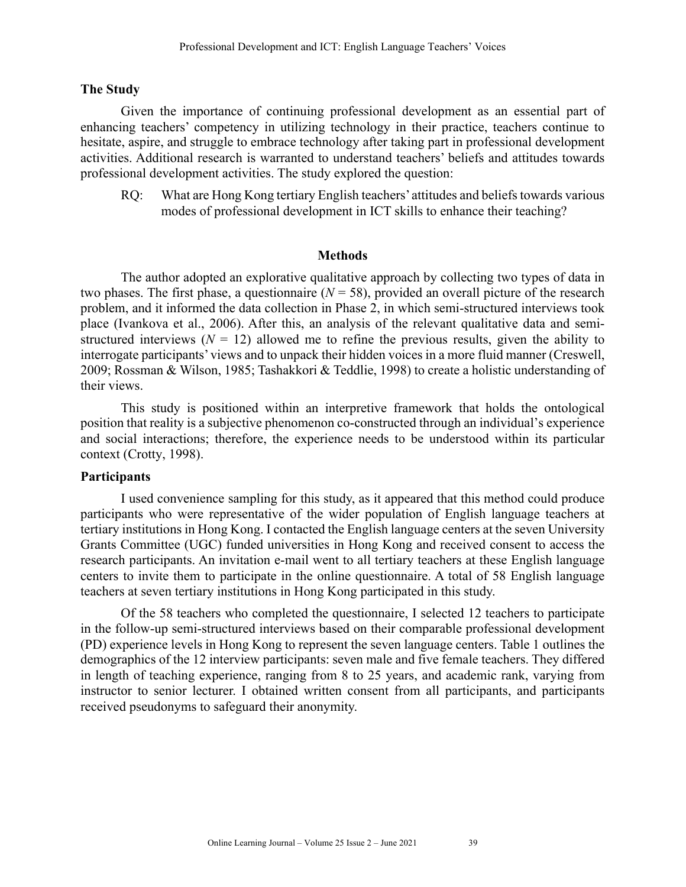## The Study

Given the importance of continuing professional development as an essential part of enhancing teachers' competency in utilizing technology in their practice, teachers continue to hesitate, aspire, and struggle to embrace technology after taking part in professional development activities. Additional research is warranted to understand teachers' beliefs and attitudes towards professional development activities. The study explored the question:

> RQ: What are Hong Kong tertiary English teachers' attitudes and beliefs towards various modes of professional development in ICT skills to enhance their teaching?

## Methods

The author adopted an explorative qualitative approach by collecting two types of data in two phases. The first phase, a questionnaire ($N = 58$), provided an overall picture of the research problem, and it informed the data collection in Phase 2, in which semi-structured interviews took place (Ivankova et al., 2006). After this, an analysis of the relevant qualitative data and semi-structured interviews ($N = 12$) allowed me to refine the previous results, given the ability to interrogate participants' views and to unpack their hidden voices in a more fluid manner (Creswell, 2009; Rossman & Wilson, 1985; Tashakkori & Teddlie, 1998) to create a holistic understanding of their views.

This study is positioned within an interpretive framework that holds the ontological position that reality is a subjective phenomenon co-constructed through an individual's experience and social interactions; therefore, the experience needs to be understood within its particular context (Crotty, 1998).

### Participants

I used convenience sampling for this study, as it appeared that this method could produce participants who were representative of the wider population of English language teachers at tertiary institutions in Hong Kong. I contacted the English language centers at the seven University Grants Committee (UGC) funded universities in Hong Kong and received consent to access the research participants. An invitation e-mail went to all tertiary teachers at these English language centers to invite them to participate in the online questionnaire. A total of 58 English language teachers at seven tertiary institutions in Hong Kong participated in this study.

Of the 58 teachers who completed the questionnaire, I selected 12 teachers to participate in the follow-up semi-structured interviews based on their comparable professional development (PD) experience levels in Hong Kong to represent the seven language centers. Table 1 outlines the demographics of the 12 interview participants: seven male and five female teachers. They differed in length of teaching experience, ranging from 8 to 25 years, and academic rank, varying from instructor to senior lecturer. I obtained written consent from all participants, and participants received pseudonyms to safeguard their anonymity.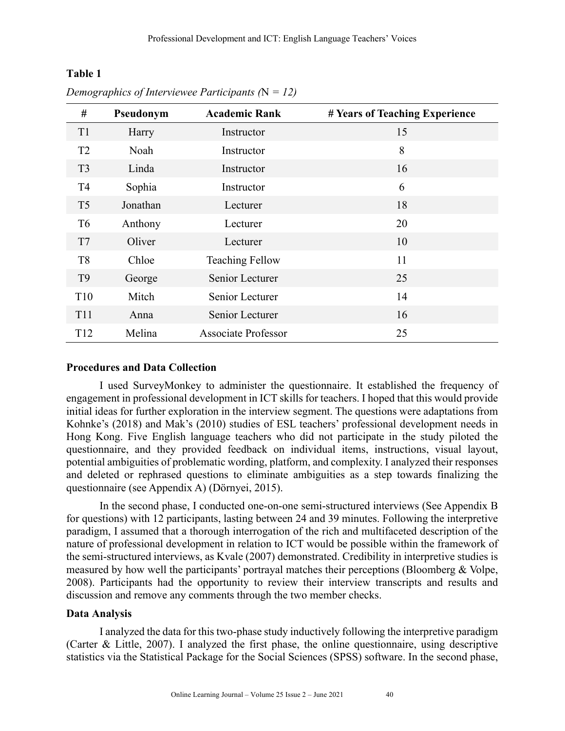**Table 1**

*Demographics of Interviewee Participants (N = 12)*

| # | Pseudonym | Academic Rank | # Years of Teaching Experience |
|---|---|---|---|
| T1 | Harry | Instructor | 15 |
| T2 | Noah | Instructor | 8 |
| T3 | Linda | Instructor | 16 |
| T4 | Sophia | Instructor | 6 |
| T5 | Jonathan | Lecturer | 18 |
| T6 | Anthony | Lecturer | 20 |
| T7 | Oliver | Lecturer | 10 |
| T8 | Chloe | Teaching Fellow | 11 |
| T9 | George | Senior Lecturer | 25 |
| T10 | Mitch | Senior Lecturer | 14 |
| T11 | Anna | Senior Lecturer | 16 |
| T12 | Melina | Associate Professor | 25 |

## Procedures and Data Collection

I used SurveyMonkey to administer the questionnaire. It established the frequency of engagement in professional development in ICT skills for teachers. I hoped that this would provide initial ideas for further exploration in the interview segment. The questions were adaptations from Kohnke's (2018) and Mak's (2010) studies of ESL teachers' professional development needs in Hong Kong. Five English language teachers who did not participate in the study piloted the questionnaire, and they provided feedback on individual items, instructions, visual layout, potential ambiguities of problematic wording, platform, and complexity. I analyzed their responses and deleted or rephrased questions to eliminate ambiguities as a step towards finalizing the questionnaire (see Appendix A) (Dörnyei, 2015).

In the second phase, I conducted one-on-one semi-structured interviews (See Appendix B for questions) with 12 participants, lasting between 24 and 39 minutes. Following the interpretive paradigm, I assumed that a thorough interrogation of the rich and multifaceted description of the nature of professional development in relation to ICT would be possible within the framework of the semi-structured interviews, as Kvale (2007) demonstrated. Credibility in interpretive studies is measured by how well the participants' portrayal matches their perceptions (Bloomberg & Volpe, 2008). Participants had the opportunity to review their interview transcripts and results and discussion and remove any comments through the two member checks.

## Data Analysis

I analyzed the data for this two-phase study inductively following the interpretive paradigm (Carter & Little, 2007). I analyzed the first phase, the online questionnaire, using descriptive statistics via the Statistical Package for the Social Sciences (SPSS) software. In the second phase,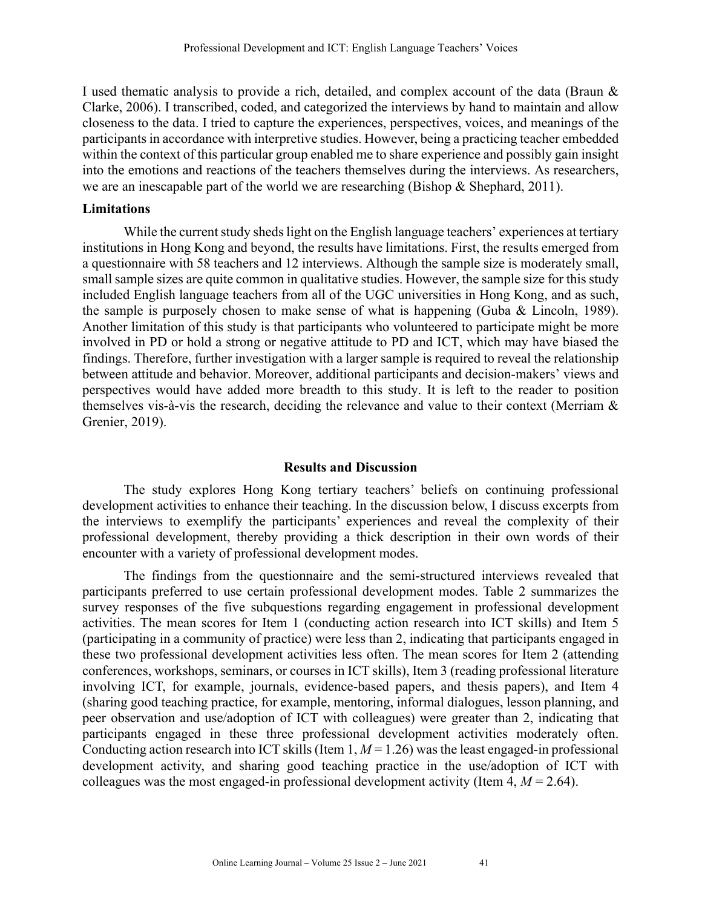I used thematic analysis to provide a rich, detailed, and complex account of the data (Braun & Clarke, 2006). I transcribed, coded, and categorized the interviews by hand to maintain and allow closeness to the data. I tried to capture the experiences, perspectives, voices, and meanings of the participants in accordance with interpretive studies. However, being a practicing teacher embedded within the context of this particular group enabled me to share experience and possibly gain insight into the emotions and reactions of the teachers themselves during the interviews. As researchers, we are an inescapable part of the world we are researching (Bishop & Shephard, 2011).

### Limitations

While the current study sheds light on the English language teachers' experiences at tertiary institutions in Hong Kong and beyond, the results have limitations. First, the results emerged from a questionnaire with 58 teachers and 12 interviews. Although the sample size is moderately small, small sample sizes are quite common in qualitative studies. However, the sample size for this study included English language teachers from all of the UGC universities in Hong Kong, and as such, the sample is purposely chosen to make sense of what is happening (Guba & Lincoln, 1989). Another limitation of this study is that participants who volunteered to participate might be more involved in PD or hold a strong or negative attitude to PD and ICT, which may have biased the findings. Therefore, further investigation with a larger sample is required to reveal the relationship between attitude and behavior. Moreover, additional participants and decision-makers' views and perspectives would have added more breadth to this study. It is left to the reader to position themselves vis-à-vis the research, deciding the relevance and value to their context (Merriam & Grenier, 2019).

## Results and Discussion

The study explores Hong Kong tertiary teachers' beliefs on continuing professional development activities to enhance their teaching. In the discussion below, I discuss excerpts from the interviews to exemplify the participants' experiences and reveal the complexity of their professional development, thereby providing a thick description in their own words of their encounter with a variety of professional development modes.

The findings from the questionnaire and the semi-structured interviews revealed that participants preferred to use certain professional development modes. Table 2 summarizes the survey responses of the five subquestions regarding engagement in professional development activities. The mean scores for Item 1 (conducting action research into ICT skills) and Item 5 (participating in a community of practice) were less than 2, indicating that participants engaged in these two professional development activities less often. The mean scores for Item 2 (attending conferences, workshops, seminars, or courses in ICT skills), Item 3 (reading professional literature involving ICT, for example, journals, evidence-based papers, and thesis papers), and Item 4 (sharing good teaching practice, for example, mentoring, informal dialogues, lesson planning, and peer observation and use/adoption of ICT with colleagues) were greater than 2, indicating that participants engaged in these three professional development activities moderately often. Conducting action research into ICT skills (Item 1, $M = 1.26$) was the least engaged-in professional development activity, and sharing good teaching practice in the use/adoption of ICT with colleagues was the most engaged-in professional development activity (Item 4, $M = 2.64$).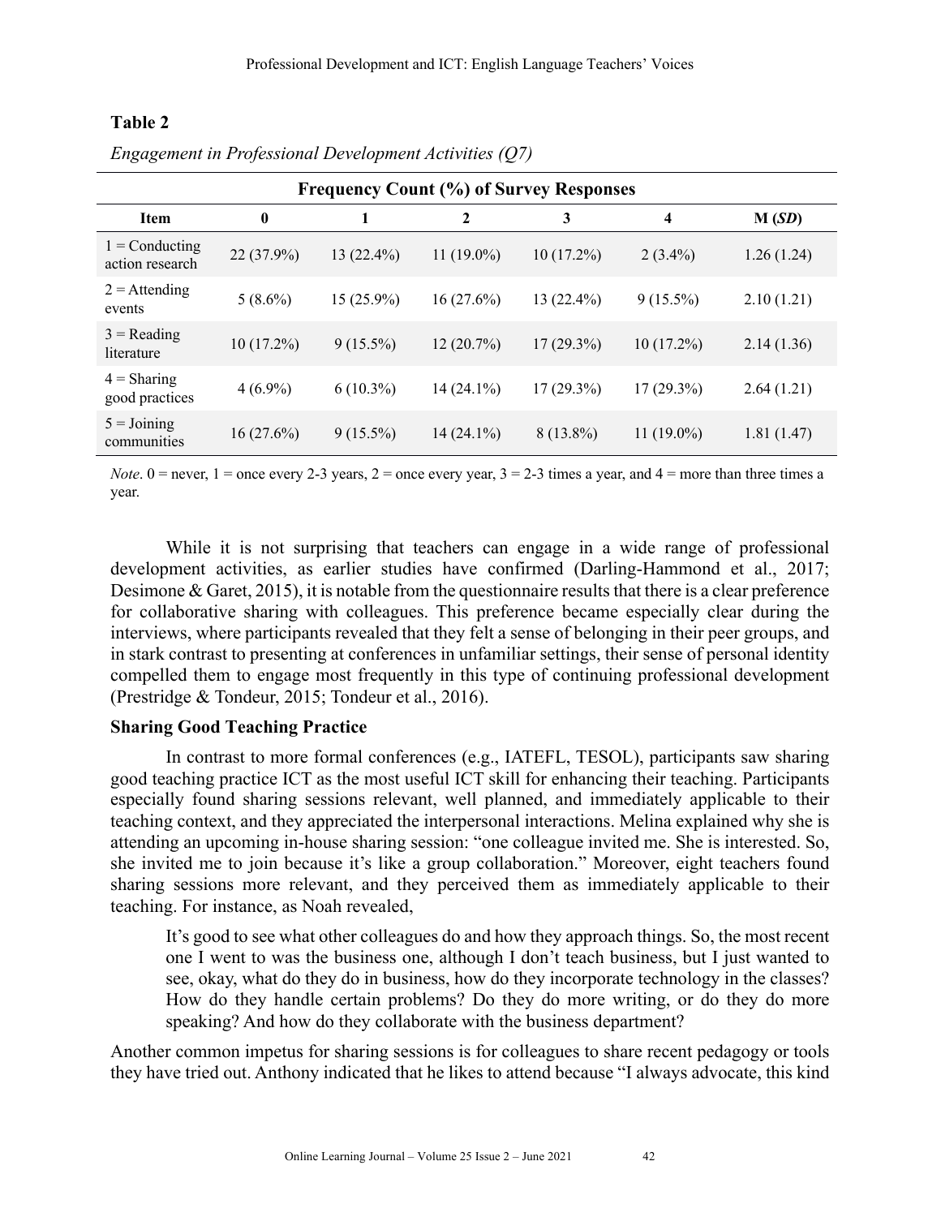**Table 2**

*Engagement in Professional Development Activities (Q7)*

| Frequency Count (%) of Survey Responses | | | | | | |
|---|---|---|---|---|---|---|
| **Item** | **0** | **1** | **2** | **3** | **4** | **M (*SD*)** |
| 1 = Conducting action research | 22 (37.9%) | 13 (22.4%) | 11 (19.0%) | 10 (17.2%) | 2 (3.4%) | 1.26 (1.24) |
| 2 = Attending events | 5 (8.6%) | 15 (25.9%) | 16 (27.6%) | 13 (22.4%) | 9 (15.5%) | 2.10 (1.21) |
| 3 = Reading literature | 10 (17.2%) | 9 (15.5%) | 12 (20.7%) | 17 (29.3%) | 10 (17.2%) | 2.14 (1.36) |
| 4 = Sharing good practices | 4 (6.9%) | 6 (10.3%) | 14 (24.1%) | 17 (29.3%) | 17 (29.3%) | 2.64 (1.21) |
| 5 = Joining communities | 16 (27.6%) | 9 (15.5%) | 14 (24.1%) | 8 (13.8%) | 11 (19.0%) | 1.81 (1.47) |

*Note*. 0 = never, 1 = once every 2-3 years, 2 = once every year, 3 = 2-3 times a year, and 4 = more than three times a year.

While it is not surprising that teachers can engage in a wide range of professional development activities, as earlier studies have confirmed (Darling-Hammond et al., 2017; Desimone & Garet, 2015), it is notable from the questionnaire results that there is a clear preference for collaborative sharing with colleagues. This preference became especially clear during the interviews, where participants revealed that they felt a sense of belonging in their peer groups, and in stark contrast to presenting at conferences in unfamiliar settings, their sense of personal identity compelled them to engage most frequently in this type of continuing professional development (Prestridge & Tondeur, 2015; Tondeur et al., 2016).

### Sharing Good Teaching Practice

In contrast to more formal conferences (e.g., IATEFL, TESOL), participants saw sharing good teaching practice ICT as the most useful ICT skill for enhancing their teaching. Participants especially found sharing sessions relevant, well planned, and immediately applicable to their teaching context, and they appreciated the interpersonal interactions. Melina explained why she is attending an upcoming in-house sharing session: "one colleague invited me. She is interested. So, she invited me to join because it's like a group collaboration." Moreover, eight teachers found sharing sessions more relevant, and they perceived them as immediately applicable to their teaching. For instance, as Noah revealed,

> It's good to see what other colleagues do and how they approach things. So, the most recent one I went to was the business one, although I don't teach business, but I just wanted to see, okay, what do they do in business, how do they incorporate technology in the classes? How do they handle certain problems? Do they do more writing, or do they do more speaking? And how do they collaborate with the business department?

Another common impetus for sharing sessions is for colleagues to share recent pedagogy or tools they have tried out. Anthony indicated that he likes to attend because "I always advocate, this kind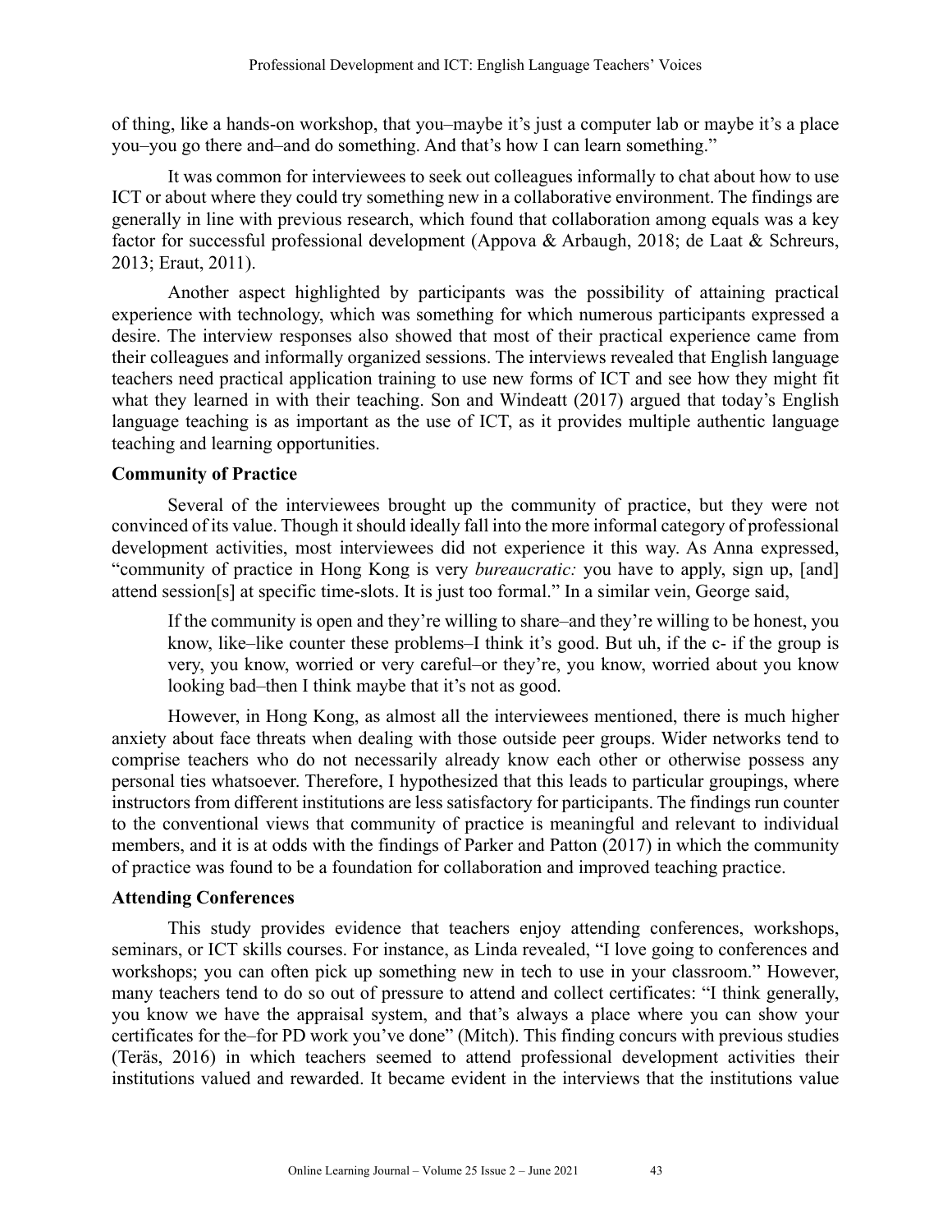of thing, like a hands-on workshop, that you–maybe it's just a computer lab or maybe it's a place you–you go there and–and do something. And that's how I can learn something."

It was common for interviewees to seek out colleagues informally to chat about how to use ICT or about where they could try something new in a collaborative environment. The findings are generally in line with previous research, which found that collaboration among equals was a key factor for successful professional development (Appova & Arbaugh, 2018; de Laat & Schreurs, 2013; Eraut, 2011).

Another aspect highlighted by participants was the possibility of attaining practical experience with technology, which was something for which numerous participants expressed a desire. The interview responses also showed that most of their practical experience came from their colleagues and informally organized sessions. The interviews revealed that English language teachers need practical application training to use new forms of ICT and see how they might fit what they learned in with their teaching. Son and Windeatt (2017) argued that today's English language teaching is as important as the use of ICT, as it provides multiple authentic language teaching and learning opportunities.

**Community of Practice**

Several of the interviewees brought up the community of practice, but they were not convinced of its value. Though it should ideally fall into the more informal category of professional development activities, most interviewees did not experience it this way. As Anna expressed, "community of practice in Hong Kong is very *bureaucratic:* you have to apply, sign up, [and] attend session[s] at specific time-slots. It is just too formal." In a similar vein, George said,

> If the community is open and they're willing to share–and they're willing to be honest, you know, like–like counter these problems–I think it's good. But uh, if the c- if the group is very, you know, worried or very careful–or they're, you know, worried about you know looking bad–then I think maybe that it's not as good.

However, in Hong Kong, as almost all the interviewees mentioned, there is much higher anxiety about face threats when dealing with those outside peer groups. Wider networks tend to comprise teachers who do not necessarily already know each other or otherwise possess any personal ties whatsoever. Therefore, I hypothesized that this leads to particular groupings, where instructors from different institutions are less satisfactory for participants. The findings run counter to the conventional views that community of practice is meaningful and relevant to individual members, and it is at odds with the findings of Parker and Patton (2017) in which the community of practice was found to be a foundation for collaboration and improved teaching practice.

**Attending Conferences**

This study provides evidence that teachers enjoy attending conferences, workshops, seminars, or ICT skills courses. For instance, as Linda revealed, "I love going to conferences and workshops; you can often pick up something new in tech to use in your classroom." However, many teachers tend to do so out of pressure to attend and collect certificates: "I think generally, you know we have the appraisal system, and that's always a place where you can show your certificates for the–for PD work you've done" (Mitch). This finding concurs with previous studies (Teräs, 2016) in which teachers seemed to attend professional development activities their institutions valued and rewarded. It became evident in the interviews that the institutions value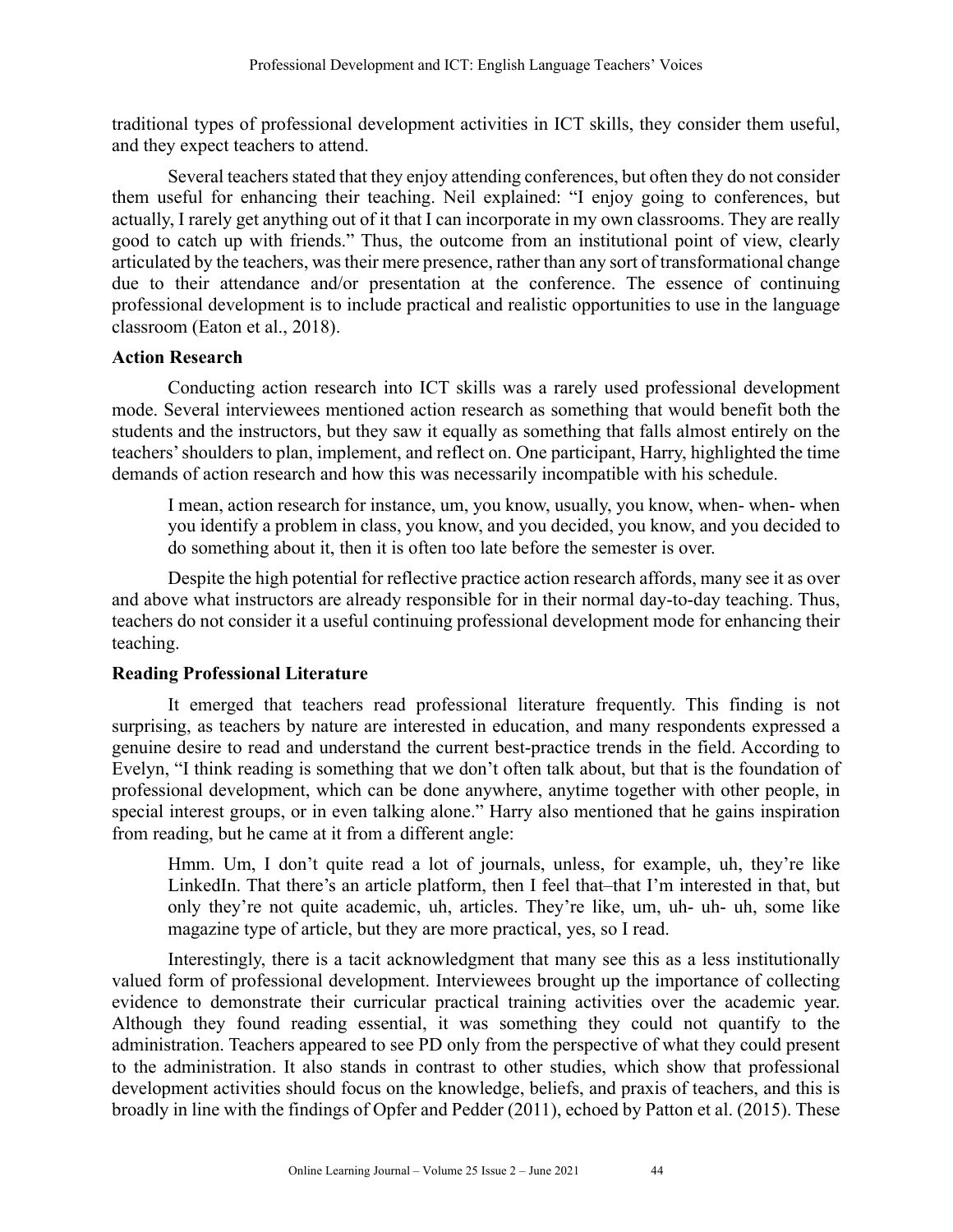traditional types of professional development activities in ICT skills, they consider them useful, and they expect teachers to attend.

Several teachers stated that they enjoy attending conferences, but often they do not consider them useful for enhancing their teaching. Neil explained: "I enjoy going to conferences, but actually, I rarely get anything out of it that I can incorporate in my own classrooms. They are really good to catch up with friends." Thus, the outcome from an institutional point of view, clearly articulated by the teachers, was their mere presence, rather than any sort of transformational change due to their attendance and/or presentation at the conference. The essence of continuing professional development is to include practical and realistic opportunities to use in the language classroom (Eaton et al., 2018).

### Action Research

Conducting action research into ICT skills was a rarely used professional development mode. Several interviewees mentioned action research as something that would benefit both the students and the instructors, but they saw it equally as something that falls almost entirely on the teachers' shoulders to plan, implement, and reflect on. One participant, Harry, highlighted the time demands of action research and how this was necessarily incompatible with his schedule.

> I mean, action research for instance, um, you know, usually, you know, when- when- when you identify a problem in class, you know, and you decided, you know, and you decided to do something about it, then it is often too late before the semester is over.

Despite the high potential for reflective practice action research affords, many see it as over and above what instructors are already responsible for in their normal day-to-day teaching. Thus, teachers do not consider it a useful continuing professional development mode for enhancing their teaching.

### Reading Professional Literature

It emerged that teachers read professional literature frequently. This finding is not surprising, as teachers by nature are interested in education, and many respondents expressed a genuine desire to read and understand the current best-practice trends in the field. According to Evelyn, "I think reading is something that we don't often talk about, but that is the foundation of professional development, which can be done anywhere, anytime together with other people, in special interest groups, or in even talking alone." Harry also mentioned that he gains inspiration from reading, but he came at it from a different angle:

> Hmm. Um, I don't quite read a lot of journals, unless, for example, uh, they're like LinkedIn. That there's an article platform, then I feel that–that I'm interested in that, but only they're not quite academic, uh, articles. They're like, um, uh- uh- uh, some like magazine type of article, but they are more practical, yes, so I read.

Interestingly, there is a tacit acknowledgment that many see this as a less institutionally valued form of professional development. Interviewees brought up the importance of collecting evidence to demonstrate their curricular practical training activities over the academic year. Although they found reading essential, it was something they could not quantify to the administration. Teachers appeared to see PD only from the perspective of what they could present to the administration. It also stands in contrast to other studies, which show that professional development activities should focus on the knowledge, beliefs, and praxis of teachers, and this is broadly in line with the findings of Opfer and Pedder (2011), echoed by Patton et al. (2015). These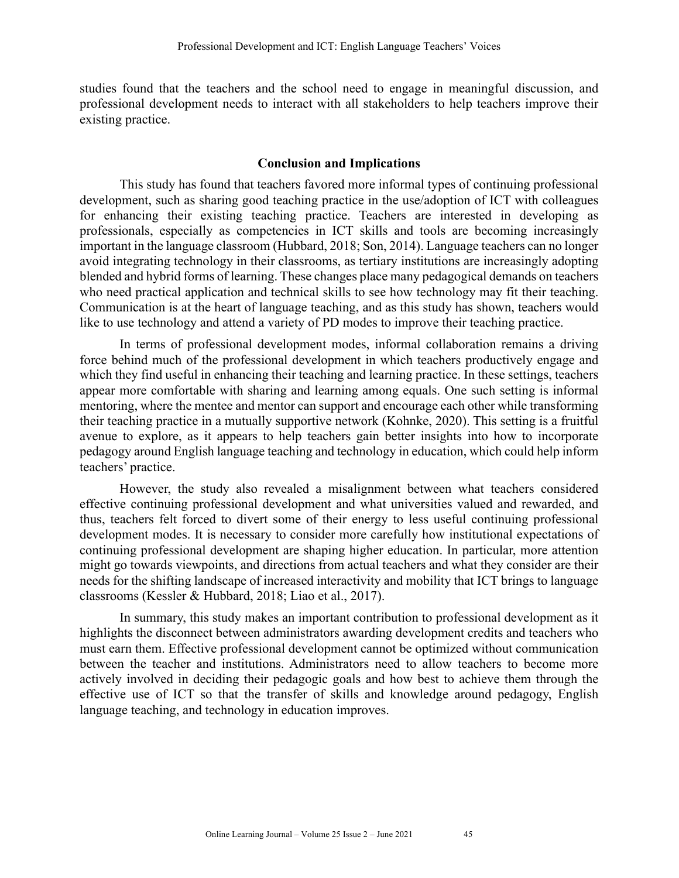studies found that the teachers and the school need to engage in meaningful discussion, and professional development needs to interact with all stakeholders to help teachers improve their existing practice.

## Conclusion and Implications

This study has found that teachers favored more informal types of continuing professional development, such as sharing good teaching practice in the use/adoption of ICT with colleagues for enhancing their existing teaching practice. Teachers are interested in developing as professionals, especially as competencies in ICT skills and tools are becoming increasingly important in the language classroom (Hubbard, 2018; Son, 2014). Language teachers can no longer avoid integrating technology in their classrooms, as tertiary institutions are increasingly adopting blended and hybrid forms of learning. These changes place many pedagogical demands on teachers who need practical application and technical skills to see how technology may fit their teaching. Communication is at the heart of language teaching, and as this study has shown, teachers would like to use technology and attend a variety of PD modes to improve their teaching practice.

In terms of professional development modes, informal collaboration remains a driving force behind much of the professional development in which teachers productively engage and which they find useful in enhancing their teaching and learning practice. In these settings, teachers appear more comfortable with sharing and learning among equals. One such setting is informal mentoring, where the mentee and mentor can support and encourage each other while transforming their teaching practice in a mutually supportive network (Kohnke, 2020). This setting is a fruitful avenue to explore, as it appears to help teachers gain better insights into how to incorporate pedagogy around English language teaching and technology in education, which could help inform teachers' practice.

However, the study also revealed a misalignment between what teachers considered effective continuing professional development and what universities valued and rewarded, and thus, teachers felt forced to divert some of their energy to less useful continuing professional development modes. It is necessary to consider more carefully how institutional expectations of continuing professional development are shaping higher education. In particular, more attention might go towards viewpoints, and directions from actual teachers and what they consider are their needs for the shifting landscape of increased interactivity and mobility that ICT brings to language classrooms (Kessler & Hubbard, 2018; Liao et al., 2017).

In summary, this study makes an important contribution to professional development as it highlights the disconnect between administrators awarding development credits and teachers who must earn them. Effective professional development cannot be optimized without communication between the teacher and institutions. Administrators need to allow teachers to become more actively involved in deciding their pedagogic goals and how best to achieve them through the effective use of ICT so that the transfer of skills and knowledge around pedagogy, English language teaching, and technology in education improves.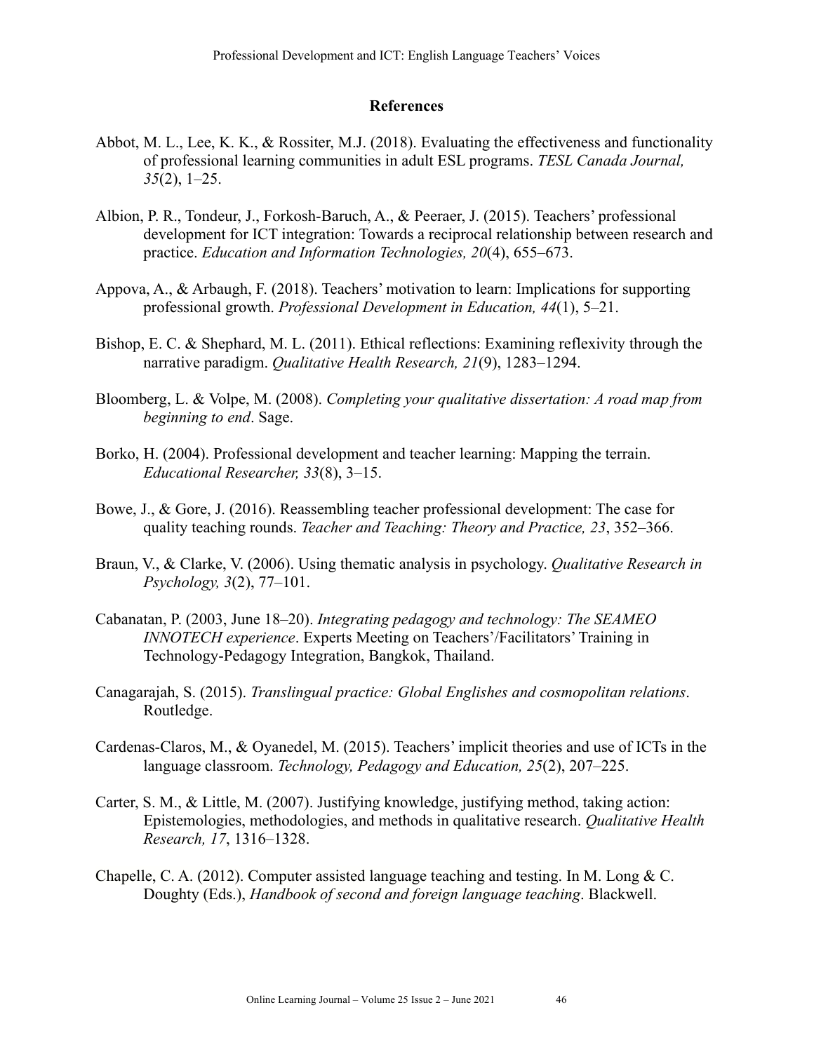## References

Abbot, M. L., Lee, K. K., & Rossiter, M.J. (2018). Evaluating the effectiveness and functionality of professional learning communities in adult ESL programs. *TESL Canada Journal, 35*(2), 1–25.

Albion, P. R., Tondeur, J., Forkosh-Baruch, A., & Peeraer, J. (2015). Teachers' professional development for ICT integration: Towards a reciprocal relationship between research and practice. *Education and Information Technologies, 20*(4), 655–673.

Appova, A., & Arbaugh, F. (2018). Teachers' motivation to learn: Implications for supporting professional growth. *Professional Development in Education, 44*(1), 5–21.

Bishop, E. C. & Shephard, M. L. (2011). Ethical reflections: Examining reflexivity through the narrative paradigm. *Qualitative Health Research, 21*(9), 1283–1294.

Bloomberg, L. & Volpe, M. (2008). *Completing your qualitative dissertation: A road map from beginning to end*. Sage.

Borko, H. (2004). Professional development and teacher learning: Mapping the terrain. *Educational Researcher, 33*(8), 3–15.

Bowe, J., & Gore, J. (2016). Reassembling teacher professional development: The case for quality teaching rounds. *Teacher and Teaching: Theory and Practice, 23*, 352–366.

Braun, V., & Clarke, V. (2006). Using thematic analysis in psychology. *Qualitative Research in Psychology, 3*(2), 77–101.

Cabanatan, P. (2003, June 18–20). *Integrating pedagogy and technology: The SEAMEO INNOTECH experience*. Experts Meeting on Teachers'/Facilitators' Training in Technology-Pedagogy Integration, Bangkok, Thailand.

Canagarajah, S. (2015). *Translingual practice: Global Englishes and cosmopolitan relations*. Routledge.

Cardenas-Claros, M., & Oyanedel, M. (2015). Teachers' implicit theories and use of ICTs in the language classroom. *Technology, Pedagogy and Education, 25*(2), 207–225.

Carter, S. M., & Little, M. (2007). Justifying knowledge, justifying method, taking action: Epistemologies, methodologies, and methods in qualitative research. *Qualitative Health Research, 17*, 1316–1328.

Chapelle, C. A. (2012). Computer assisted language teaching and testing. In M. Long & C. Doughty (Eds.), *Handbook of second and foreign language teaching*. Blackwell.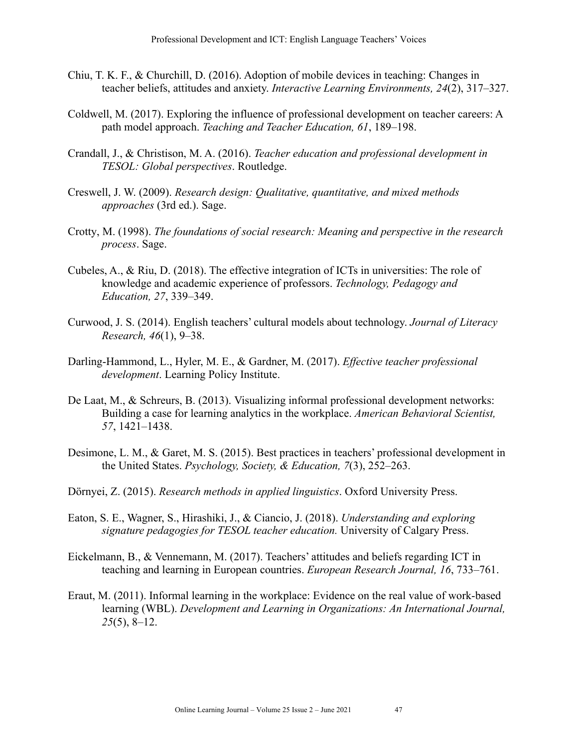Chiu, T. K. F., & Churchill, D. (2016). Adoption of mobile devices in teaching: Changes in teacher beliefs, attitudes and anxiety. *Interactive Learning Environments, 24*(2), 317–327.

Coldwell, M. (2017). Exploring the influence of professional development on teacher careers: A path model approach. *Teaching and Teacher Education, 61*, 189–198.

Crandall, J., & Christison, M. A. (2016). *Teacher education and professional development in TESOL: Global perspectives*. Routledge.

Creswell, J. W. (2009). *Research design: Qualitative, quantitative, and mixed methods approaches* (3rd ed.). Sage.

Crotty, M. (1998). *The foundations of social research: Meaning and perspective in the research process*. Sage.

Cubeles, A., & Riu, D. (2018). The effective integration of ICTs in universities: The role of knowledge and academic experience of professors. *Technology, Pedagogy and Education, 27*, 339–349.

Curwood, J. S. (2014). English teachers' cultural models about technology. *Journal of Literacy Research, 46*(1), 9–38.

Darling-Hammond, L., Hyler, M. E., & Gardner, M. (2017). *Effective teacher professional development*. Learning Policy Institute.

De Laat, M., & Schreurs, B. (2013). Visualizing informal professional development networks: Building a case for learning analytics in the workplace. *American Behavioral Scientist, 57*, 1421–1438.

Desimone, L. M., & Garet, M. S. (2015). Best practices in teachers' professional development in the United States. *Psychology, Society, & Education, 7*(3), 252–263.

Dörnyei, Z. (2015). *Research methods in applied linguistics*. Oxford University Press.

Eaton, S. E., Wagner, S., Hirashiki, J., & Ciancio, J. (2018). *Understanding and exploring signature pedagogies for TESOL teacher education.* University of Calgary Press.

Eickelmann, B., & Vennemann, M. (2017). Teachers' attitudes and beliefs regarding ICT in teaching and learning in European countries. *European Research Journal, 16*, 733–761.

Eraut, M. (2011). Informal learning in the workplace: Evidence on the real value of work-based learning (WBL). *Development and Learning in Organizations: An International Journal, 25*(5), 8–12.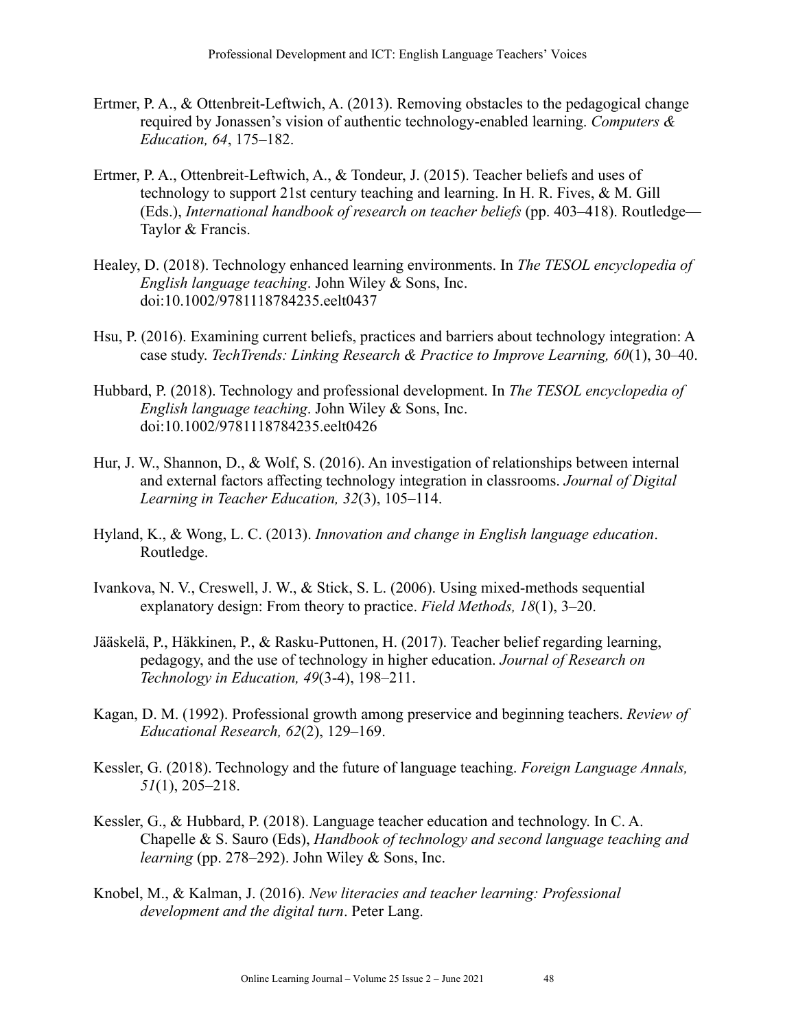Ertmer, P. A., & Ottenbreit-Leftwich, A. (2013). Removing obstacles to the pedagogical change required by Jonassen's vision of authentic technology-enabled learning. *Computers & Education, 64*, 175–182.

Ertmer, P. A., Ottenbreit-Leftwich, A., & Tondeur, J. (2015). Teacher beliefs and uses of technology to support 21st century teaching and learning. In H. R. Fives, & M. Gill (Eds.), *International handbook of research on teacher beliefs* (pp. 403–418). Routledge—Taylor & Francis.

Healey, D. (2018). Technology enhanced learning environments. In *The TESOL encyclopedia of English language teaching*. John Wiley & Sons, Inc. doi:10.1002/9781118784235.eelt0437

Hsu, P. (2016). Examining current beliefs, practices and barriers about technology integration: A case study. *TechTrends: Linking Research & Practice to Improve Learning, 60*(1), 30–40.

Hubbard, P. (2018). Technology and professional development. In *The TESOL encyclopedia of English language teaching*. John Wiley & Sons, Inc. doi:10.1002/9781118784235.eelt0426

Hur, J. W., Shannon, D., & Wolf, S. (2016). An investigation of relationships between internal and external factors affecting technology integration in classrooms. *Journal of Digital Learning in Teacher Education, 32*(3), 105–114.

Hyland, K., & Wong, L. C. (2013). *Innovation and change in English language education*. Routledge.

Ivankova, N. V., Creswell, J. W., & Stick, S. L. (2006). Using mixed-methods sequential explanatory design: From theory to practice. *Field Methods, 18*(1), 3–20.

Jääskelä, P., Häkkinen, P., & Rasku-Puttonen, H. (2017). Teacher belief regarding learning, pedagogy, and the use of technology in higher education. *Journal of Research on Technology in Education, 49*(3-4), 198–211.

Kagan, D. M. (1992). Professional growth among preservice and beginning teachers. *Review of Educational Research, 62*(2), 129–169.

Kessler, G. (2018). Technology and the future of language teaching. *Foreign Language Annals, 51*(1), 205–218.

Kessler, G., & Hubbard, P. (2018). Language teacher education and technology. In C. A. Chapelle & S. Sauro (Eds), *Handbook of technology and second language teaching and learning* (pp. 278–292). John Wiley & Sons, Inc.

Knobel, M., & Kalman, J. (2016). *New literacies and teacher learning: Professional development and the digital turn*. Peter Lang.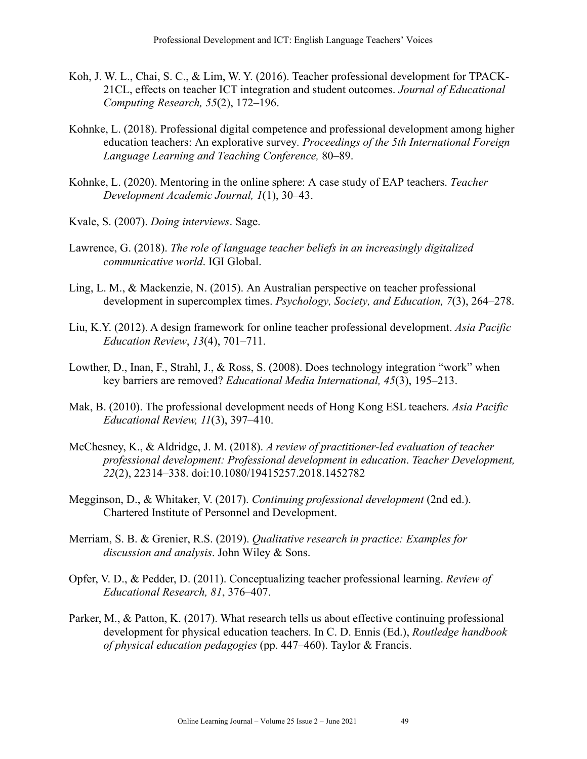Koh, J. W. L., Chai, S. C., & Lim, W. Y. (2016). Teacher professional development for TPACK-21CL, effects on teacher ICT integration and student outcomes. *Journal of Educational Computing Research, 55*(2), 172–196.

Kohnke, L. (2018). Professional digital competence and professional development among higher education teachers: An explorative survey. *Proceedings of the 5th International Foreign Language Learning and Teaching Conference,* 80–89.

Kohnke, L. (2020). Mentoring in the online sphere: A case study of EAP teachers. *Teacher Development Academic Journal, 1*(1), 30–43.

Kvale, S. (2007). *Doing interviews*. Sage.

Lawrence, G. (2018). *The role of language teacher beliefs in an increasingly digitalized communicative world*. IGI Global.

Ling, L. M., & Mackenzie, N. (2015). An Australian perspective on teacher professional development in supercomplex times. *Psychology, Society, and Education, 7*(3), 264–278.

Liu, K.Y. (2012). A design framework for online teacher professional development. *Asia Pacific Education Review*, *13*(4), 701–711.

Lowther, D., Inan, F., Strahl, J., & Ross, S. (2008). Does technology integration "work" when key barriers are removed? *Educational Media International, 45*(3), 195–213.

Mak, B. (2010). The professional development needs of Hong Kong ESL teachers. *Asia Pacific Educational Review, 11*(3), 397–410.

McChesney, K., & Aldridge, J. M. (2018). *A review of practitioner-led evaluation of teacher professional development: Professional development in education*. *Teacher Development, 22*(2), 22314–338. doi:10.1080/19415257.2018.1452782

Megginson, D., & Whitaker, V. (2017). *Continuing professional development* (2nd ed.). Chartered Institute of Personnel and Development.

Merriam, S. B. & Grenier, R.S. (2019). *Qualitative research in practice: Examples for discussion and analysis*. John Wiley & Sons.

Opfer, V. D., & Pedder, D. (2011). Conceptualizing teacher professional learning. *Review of Educational Research, 81*, 376–407.

Parker, M., & Patton, K. (2017). What research tells us about effective continuing professional development for physical education teachers. In C. D. Ennis (Ed.), *Routledge handbook of physical education pedagogies* (pp. 447–460). Taylor & Francis.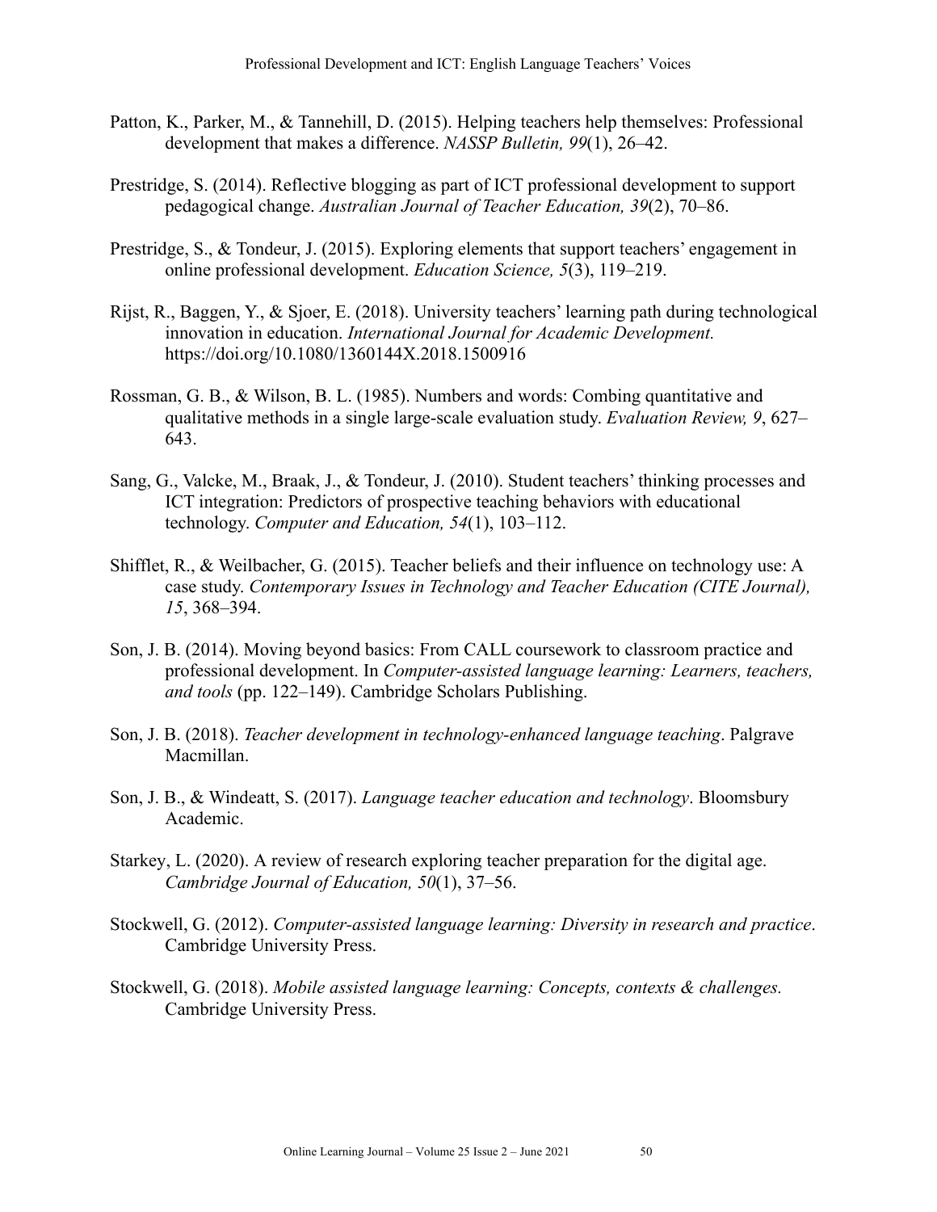Patton, K., Parker, M., & Tannehill, D. (2015). Helping teachers help themselves: Professional development that makes a difference. *NASSP Bulletin, 99*(1), 26–42.

Prestridge, S. (2014). Reflective blogging as part of ICT professional development to support pedagogical change. *Australian Journal of Teacher Education, 39*(2), 70–86.

Prestridge, S., & Tondeur, J. (2015). Exploring elements that support teachers' engagement in online professional development. *Education Science, 5*(3), 119–219.

Rijst, R., Baggen, Y., & Sjoer, E. (2018). University teachers' learning path during technological innovation in education. *International Journal for Academic Development.* https://doi.org/10.1080/1360144X.2018.1500916

Rossman, G. B., & Wilson, B. L. (1985). Numbers and words: Combing quantitative and qualitative methods in a single large-scale evaluation study. *Evaluation Review, 9*, 627–643.

Sang, G., Valcke, M., Braak, J., & Tondeur, J. (2010). Student teachers' thinking processes and ICT integration: Predictors of prospective teaching behaviors with educational technology. *Computer and Education, 54*(1), 103–112.

Shifflet, R., & Weilbacher, G. (2015). Teacher beliefs and their influence on technology use: A case study. *Contemporary Issues in Technology and Teacher Education (CITE Journal), 15*, 368–394.

Son, J. B. (2014). Moving beyond basics: From CALL coursework to classroom practice and professional development. In *Computer-assisted language learning: Learners, teachers, and tools* (pp. 122–149). Cambridge Scholars Publishing.

Son, J. B. (2018). *Teacher development in technology-enhanced language teaching*. Palgrave Macmillan.

Son, J. B., & Windeatt, S. (2017). *Language teacher education and technology*. Bloomsbury Academic.

Starkey, L. (2020). A review of research exploring teacher preparation for the digital age. *Cambridge Journal of Education, 50*(1), 37–56.

Stockwell, G. (2012). *Computer-assisted language learning: Diversity in research and practice*. Cambridge University Press.

Stockwell, G. (2018). *Mobile assisted language learning: Concepts, contexts & challenges.* Cambridge University Press.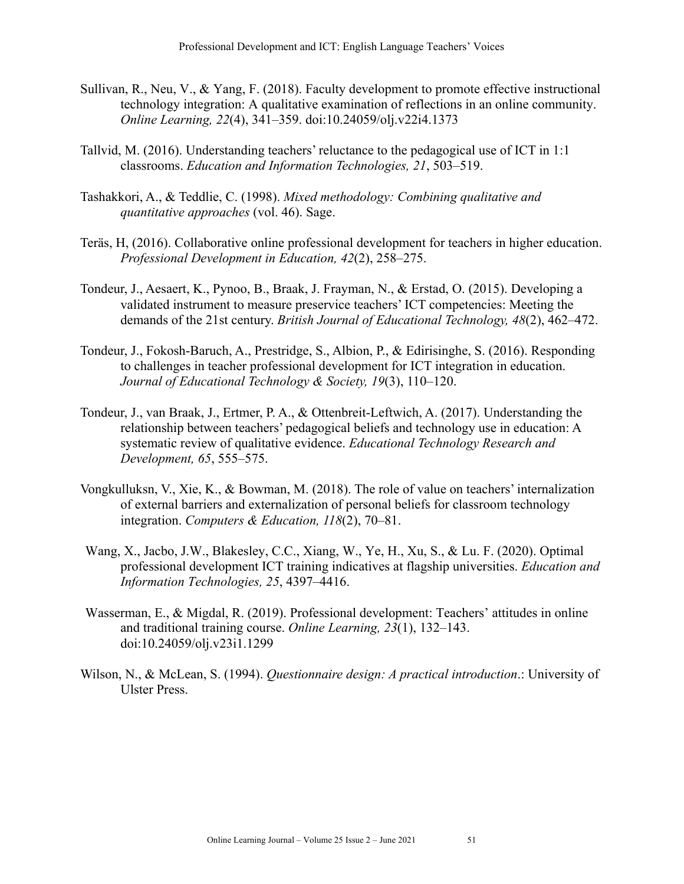Sullivan, R., Neu, V., & Yang, F. (2018). Faculty development to promote effective instructional technology integration: A qualitative examination of reflections in an online community. *Online Learning, 22*(4), 341–359. doi:10.24059/olj.v22i4.1373

Tallvid, M. (2016). Understanding teachers' reluctance to the pedagogical use of ICT in 1:1 classrooms. *Education and Information Technologies, 21*, 503–519.

Tashakkori, A., & Teddlie, C. (1998). *Mixed methodology: Combining qualitative and quantitative approaches* (vol. 46). Sage.

Teräs, H, (2016). Collaborative online professional development for teachers in higher education. *Professional Development in Education, 42*(2), 258–275.

Tondeur, J., Aesaert, K., Pynoo, B., Braak, J. Frayman, N., & Erstad, O. (2015). Developing a validated instrument to measure preservice teachers' ICT competencies: Meeting the demands of the 21st century. *British Journal of Educational Technology, 48*(2), 462–472.

Tondeur, J., Fokosh-Baruch, A., Prestridge, S., Albion, P., & Edirisinghe, S. (2016). Responding to challenges in teacher professional development for ICT integration in education. *Journal of Educational Technology & Society, 19*(3), 110–120.

Tondeur, J., van Braak, J., Ertmer, P. A., & Ottenbreit-Leftwich, A. (2017). Understanding the relationship between teachers' pedagogical beliefs and technology use in education: A systematic review of qualitative evidence. *Educational Technology Research and Development, 65*, 555–575.

Vongkulluksn, V., Xie, K., & Bowman, M. (2018). The role of value on teachers' internalization of external barriers and externalization of personal beliefs for classroom technology integration. *Computers & Education, 118*(2), 70–81.

Wang, X., Jacbo, J.W., Blakesley, C.C., Xiang, W., Ye, H., Xu, S., & Lu. F. (2020). Optimal professional development ICT training indicatives at flagship universities. *Education and Information Technologies, 25*, 4397–4416.

Wasserman, E., & Migdal, R. (2019). Professional development: Teachers' attitudes in online and traditional training course. *Online Learning, 23*(1), 132–143. doi:10.24059/olj.v23i1.1299

Wilson, N., & McLean, S. (1994). *Questionnaire design: A practical introduction*.: University of Ulster Press.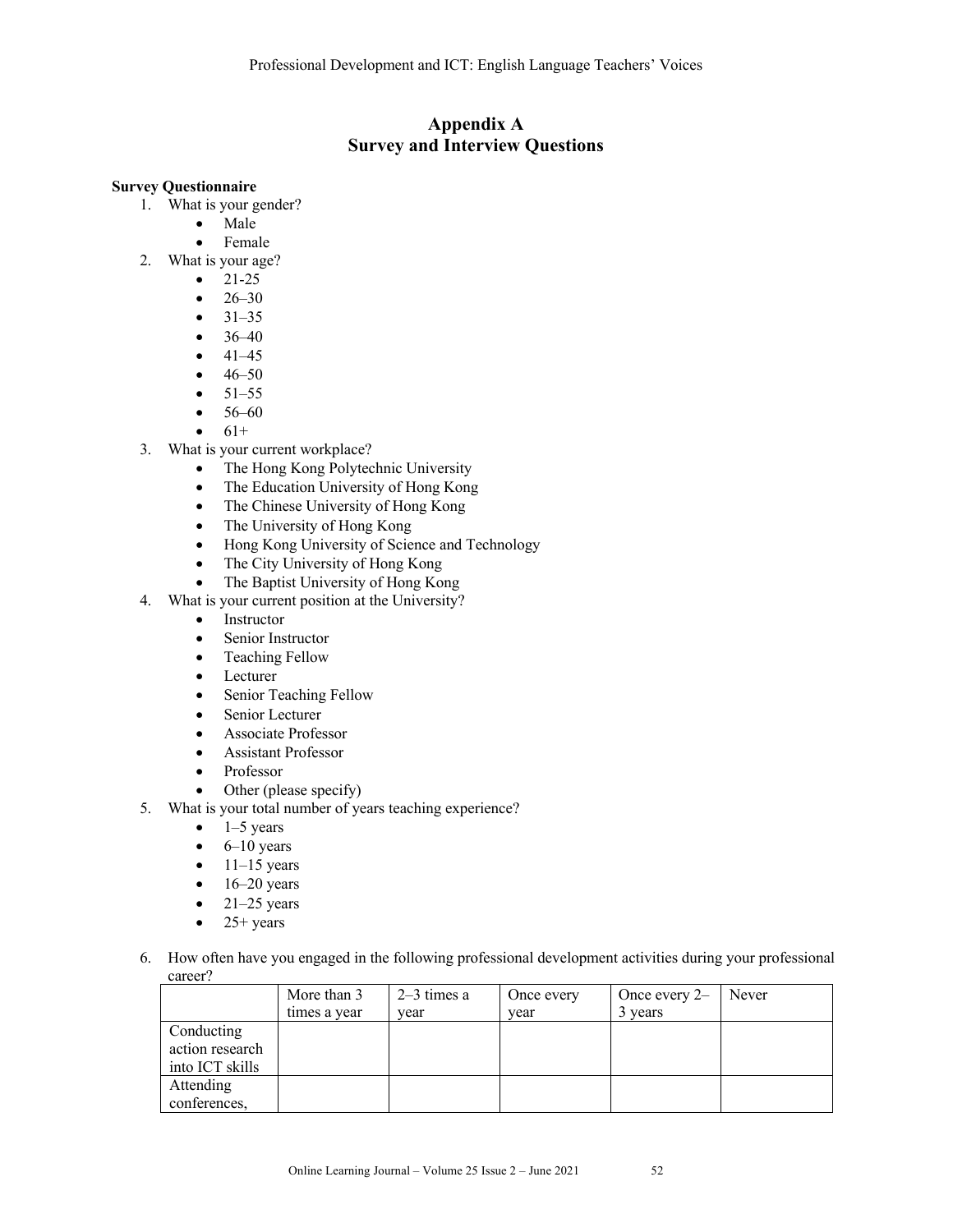# Appendix A
# Survey and Interview Questions

**Survey Questionnaire**

1. What is your gender?
   - Male
   - Female
2. What is your age?
   - 21-25
   - 26–30
   - 31–35
   - 36–40
   - 41–45
   - 46–50
   - 51–55
   - 56–60
   - 61+
3. What is your current workplace?
   - The Hong Kong Polytechnic University
   - The Education University of Hong Kong
   - The Chinese University of Hong Kong
   - The University of Hong Kong
   - Hong Kong University of Science and Technology
   - The City University of Hong Kong
   - The Baptist University of Hong Kong
4. What is your current position at the University?
   - Instructor
   - Senior Instructor
   - Teaching Fellow
   - Lecturer
   - Senior Teaching Fellow
   - Senior Lecturer
   - Associate Professor
   - Assistant Professor
   - Professor
   - Other (please specify)
5. What is your total number of years teaching experience?
   - 1–5 years
   - 6–10 years
   - 11–15 years
   - 16–20 years
   - 21–25 years
   - 25+ years

6. How often have you engaged in the following professional development activities during your professional career?

| | More than 3 times a year | 2–3 times a year | Once every year | Once every 2–3 years | Never |
|---|---|---|---|---|---|
| Conducting action research into ICT skills | | | | | |
| Attending conferences, | | | | | |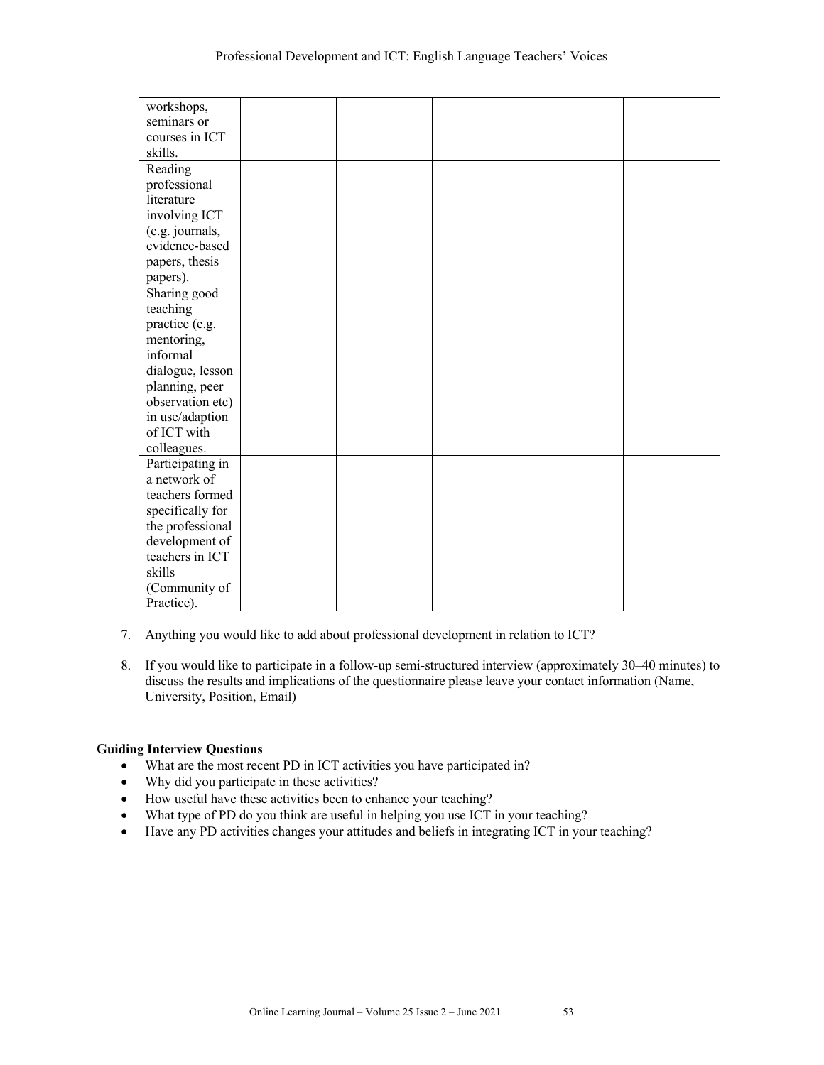| | | | | | |
|---|---|---|---|---|---|
| workshops, seminars or courses in ICT skills. | | | | | |
| Reading professional literature involving ICT (e.g. journals, evidence-based papers, thesis papers). | | | | | |
| Sharing good teaching practice (e.g. mentoring, informal dialogue, lesson planning, peer observation etc) in use/adaption of ICT with colleagues. | | | | | |
| Participating in a network of teachers formed specifically for the professional development of teachers in ICT skills (Community of Practice). | | | | | |

7. Anything you would like to add about professional development in relation to ICT?

8. If you would like to participate in a follow-up semi-structured interview (approximately 30–40 minutes) to discuss the results and implications of the questionnaire please leave your contact information (Name, University, Position, Email)

**Guiding Interview Questions**

- What are the most recent PD in ICT activities you have participated in?
- Why did you participate in these activities?
- How useful have these activities been to enhance your teaching?
- What type of PD do you think are useful in helping you use ICT in your teaching?
- Have any PD activities changes your attitudes and beliefs in integrating ICT in your teaching?